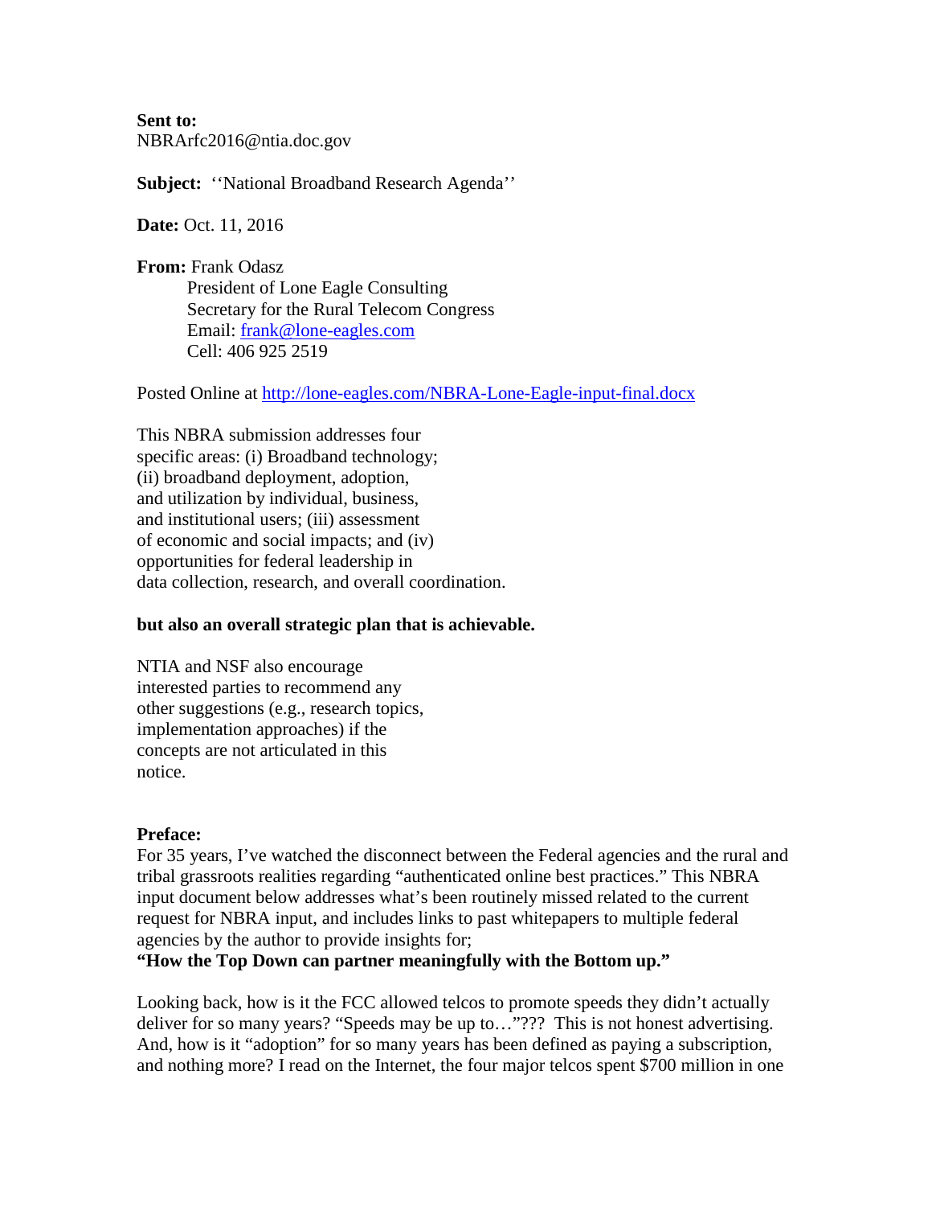**Sent to:**
NBRArfc2016@ntia.doc.gov

**Subject:** ''National Broadband Research Agenda''

**Date:** Oct. 11, 2016

**From:** Frank Odasz
President of Lone Eagle Consulting
Secretary for the Rural Telecom Congress
Email: frank@lone-eagles.com
Cell: 406 925 2519

Posted Online at http://lone-eagles.com/NBRA-Lone-Eagle-input-final.docx

This NBRA submission addresses four specific areas: (i) Broadband technology; (ii) broadband deployment, adoption, and utilization by individual, business, and institutional users; (iii) assessment of economic and social impacts; and (iv) opportunities for federal leadership in data collection, research, and overall coordination.

**but also an overall strategic plan that is achievable.**

NTIA and NSF also encourage interested parties to recommend any other suggestions (e.g., research topics, implementation approaches) if the concepts are not articulated in this notice.

**Preface:**
For 35 years, I've watched the disconnect between the Federal agencies and the rural and tribal grassroots realities regarding "authenticated online best practices." This NBRA input document below addresses what's been routinely missed related to the current request for NBRA input, and includes links to past whitepapers to multiple federal agencies by the author to provide insights for;
**"How the Top Down can partner meaningfully with the Bottom up."**

Looking back, how is it the FCC allowed telcos to promote speeds they didn't actually deliver for so many years? "Speeds may be up to…"??? This is not honest advertising. And, how is it "adoption" for so many years has been defined as paying a subscription, and nothing more? I read on the Internet, the four major telcos spent $700 million in one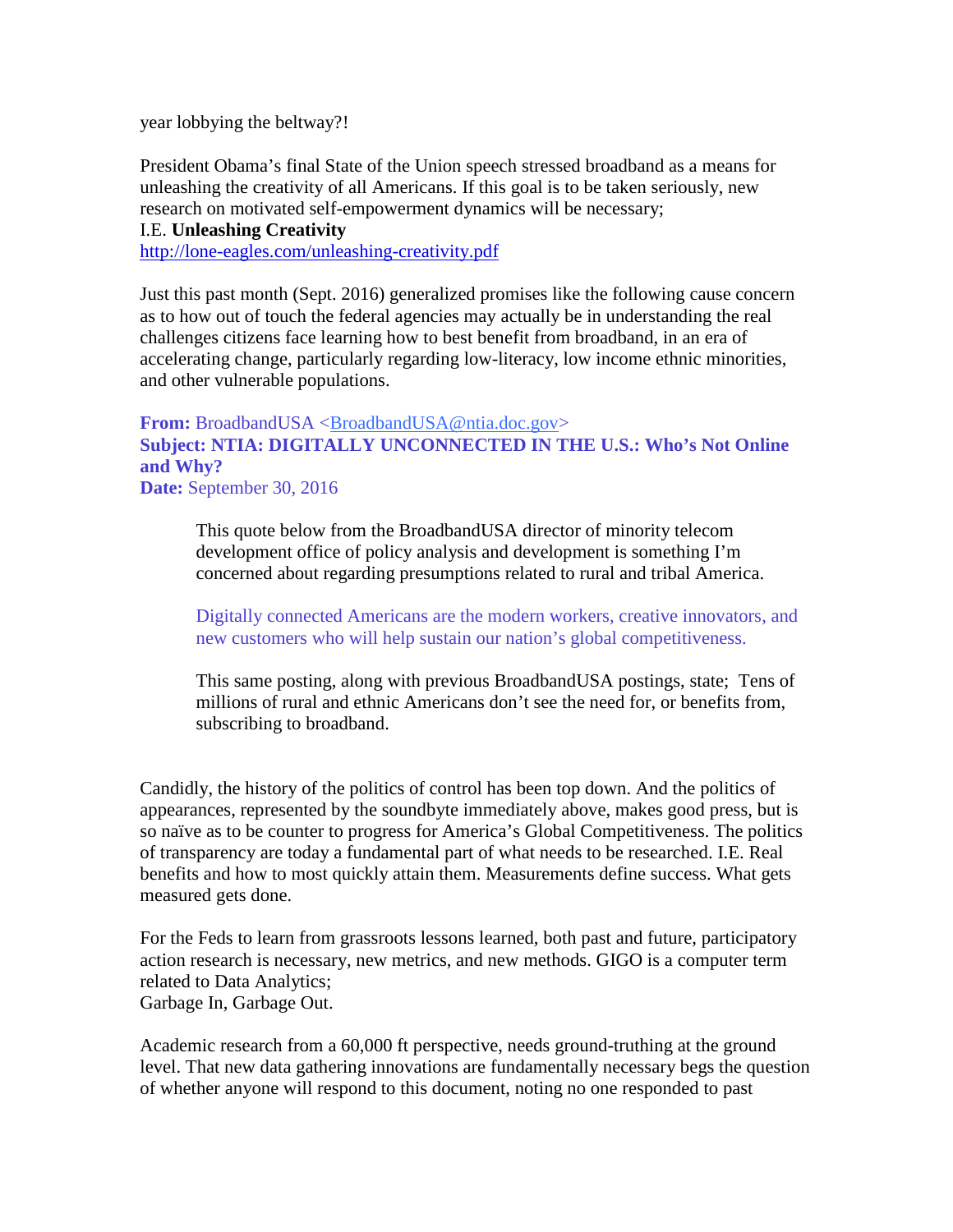year lobbying the beltway?!

President Obama's final State of the Union speech stressed broadband as a means for unleashing the creativity of all Americans. If this goal is to be taken seriously, new research on motivated self-empowerment dynamics will be necessary;
I.E. **Unleashing Creativity**
http://lone-eagles.com/unleashing-creativity.pdf

Just this past month (Sept. 2016) generalized promises like the following cause concern as to how out of touch the federal agencies may actually be in understanding the real challenges citizens face learning how to best benefit from broadband, in an era of accelerating change, particularly regarding low-literacy, low income ethnic minorities, and other vulnerable populations.

**From:** BroadbandUSA <BroadbandUSA@ntia.doc.gov>
**Subject: NTIA: DIGITALLY UNCONNECTED IN THE U.S.: Who's Not Online and Why?**
**Date:** September 30, 2016

> This quote below from the BroadbandUSA director of minority telecom development office of policy analysis and development is something I'm concerned about regarding presumptions related to rural and tribal America.
>
> Digitally connected Americans are the modern workers, creative innovators, and new customers who will help sustain our nation's global competitiveness.
>
> This same posting, along with previous BroadbandUSA postings, state; Tens of millions of rural and ethnic Americans don't see the need for, or benefits from, subscribing to broadband.

Candidly, the history of the politics of control has been top down. And the politics of appearances, represented by the soundbyte immediately above, makes good press, but is so naïve as to be counter to progress for America's Global Competitiveness. The politics of transparency are today a fundamental part of what needs to be researched. I.E. Real benefits and how to most quickly attain them. Measurements define success. What gets measured gets done.

For the Feds to learn from grassroots lessons learned, both past and future, participatory action research is necessary, new metrics, and new methods. GIGO is a computer term related to Data Analytics;
Garbage In, Garbage Out.

Academic research from a 60,000 ft perspective, needs ground-truthing at the ground level. That new data gathering innovations are fundamentally necessary begs the question of whether anyone will respond to this document, noting no one responded to past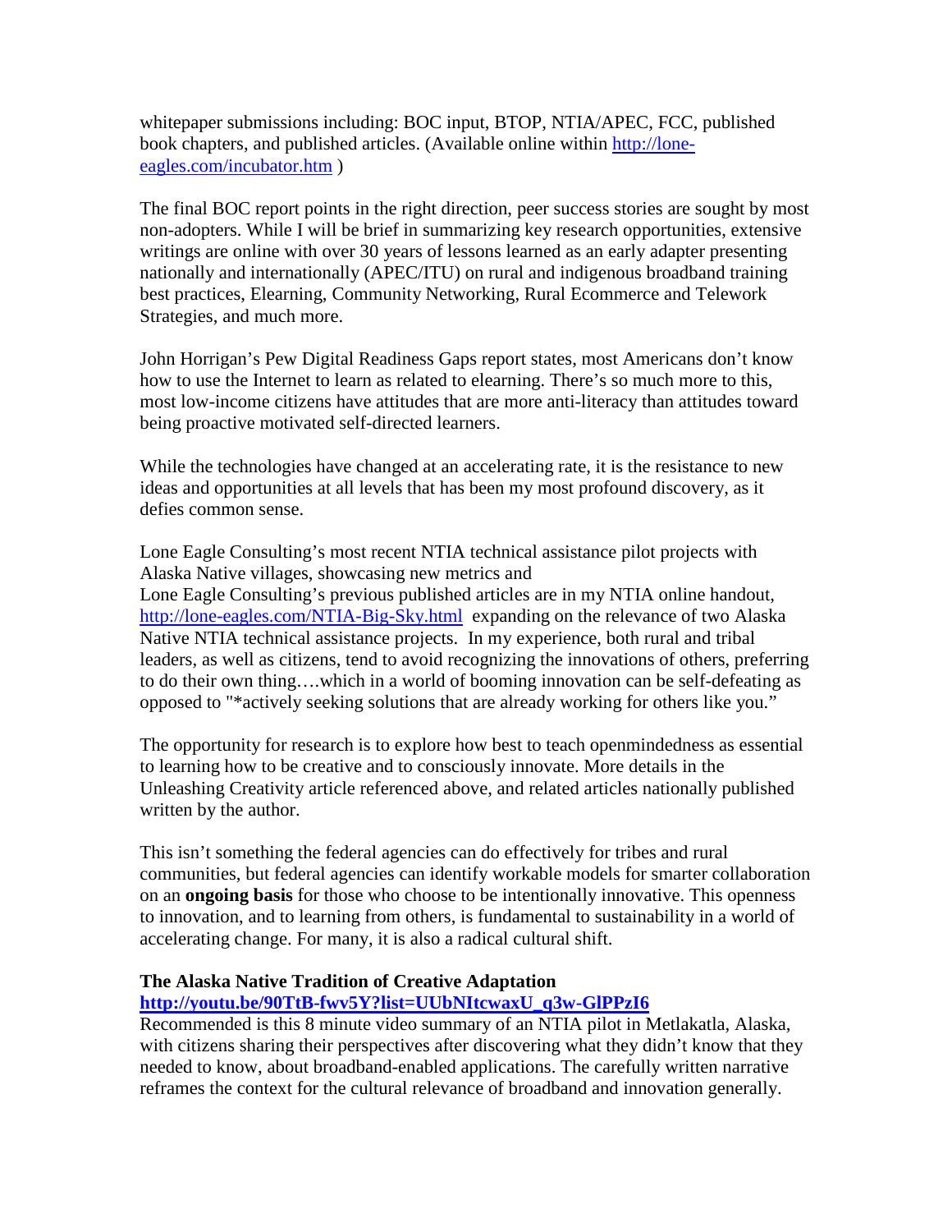whitepaper submissions including: BOC input, BTOP, NTIA/APEC, FCC, published book chapters, and published articles. (Available online within [http://lone-eagles.com/incubator.htm](http://lone-eagles.com/incubator.htm) )

The final BOC report points in the right direction, peer success stories are sought by most non-adopters. While I will be brief in summarizing key research opportunities, extensive writings are online with over 30 years of lessons learned as an early adapter presenting nationally and internationally (APEC/ITU) on rural and indigenous broadband training best practices, Elearning, Community Networking, Rural Ecommerce and Telework Strategies, and much more.

John Horrigan's Pew Digital Readiness Gaps report states, most Americans don't know how to use the Internet to learn as related to elearning. There's so much more to this, most low-income citizens have attitudes that are more anti-literacy than attitudes toward being proactive motivated self-directed learners.

While the technologies have changed at an accelerating rate, it is the resistance to new ideas and opportunities at all levels that has been my most profound discovery, as it defies common sense.

Lone Eagle Consulting's most recent NTIA technical assistance pilot projects with Alaska Native villages, showcasing new metrics and
Lone Eagle Consulting's previous published articles are in my NTIA online handout, [http://lone-eagles.com/NTIA-Big-Sky.html](http://lone-eagles.com/NTIA-Big-Sky.html) expanding on the relevance of two Alaska Native NTIA technical assistance projects. In my experience, both rural and tribal leaders, as well as citizens, tend to avoid recognizing the innovations of others, preferring to do their own thing….which in a world of booming innovation can be self-defeating as opposed to "*actively seeking solutions that are already working for others like you."

The opportunity for research is to explore how best to teach openmindedness as essential to learning how to be creative and to consciously innovate. More details in the Unleashing Creativity article referenced above, and related articles nationally published written by the author.

This isn't something the federal agencies can do effectively for tribes and rural communities, but federal agencies can identify workable models for smarter collaboration on an **ongoing basis** for those who choose to be intentionally innovative. This openness to innovation, and to learning from others, is fundamental to sustainability in a world of accelerating change. For many, it is also a radical cultural shift.

**The Alaska Native Tradition of Creative Adaptation**
**[http://youtu.be/90TtB-fwv5Y?list=UUbNItcwaxU_q3w-GlPPzI6](http://youtu.be/90TtB-fwv5Y?list=UUbNItcwaxU_q3w-GlPPzI6)**
Recommended is this 8 minute video summary of an NTIA pilot in Metlakatla, Alaska, with citizens sharing their perspectives after discovering what they didn't know that they needed to know, about broadband-enabled applications. The carefully written narrative reframes the context for the cultural relevance of broadband and innovation generally.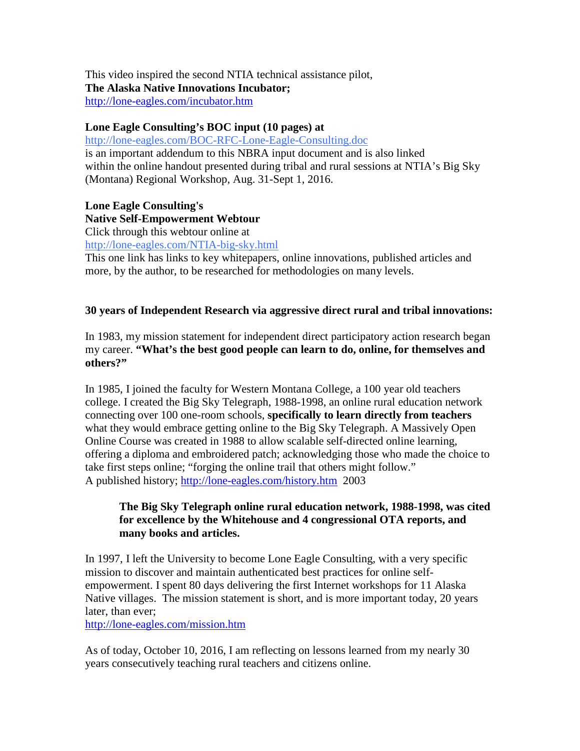This video inspired the second NTIA technical assistance pilot,
**The Alaska Native Innovations Incubator;**
http://lone-eagles.com/incubator.htm

**Lone Eagle Consulting's BOC input (10 pages) at**
http://lone-eagles.com/BOC-RFC-Lone-Eagle-Consulting.doc
is an important addendum to this NBRA input document and is also linked within the online handout presented during tribal and rural sessions at NTIA's Big Sky (Montana) Regional Workshop, Aug. 31-Sept 1, 2016.

**Lone Eagle Consulting's**
**Native Self-Empowerment Webtour**
Click through this webtour online at
http://lone-eagles.com/NTIA-big-sky.html
This one link has links to key whitepapers, online innovations, published articles and more, by the author, to be researched for methodologies on many levels.

**30 years of Independent Research via aggressive direct rural and tribal innovations:**

In 1983, my mission statement for independent direct participatory action research began my career. **"What's the best good people can learn to do, online, for themselves and others?"**

In 1985, I joined the faculty for Western Montana College, a 100 year old teachers college. I created the Big Sky Telegraph, 1988-1998, an online rural education network connecting over 100 one-room schools, **specifically to learn directly from teachers** what they would embrace getting online to the Big Sky Telegraph. A Massively Open Online Course was created in 1988 to allow scalable self-directed online learning, offering a diploma and embroidered patch; acknowledging those who made the choice to take first steps online; "forging the online trail that others might follow."
A published history; http://lone-eagles.com/history.htm 2003

> **The Big Sky Telegraph online rural education network, 1988-1998, was cited for excellence by the Whitehouse and 4 congressional OTA reports, and many books and articles.**

In 1997, I left the University to become Lone Eagle Consulting, with a very specific mission to discover and maintain authenticated best practices for online self-empowerment. I spent 80 days delivering the first Internet workshops for 11 Alaska Native villages. The mission statement is short, and is more important today, 20 years later, than ever;
http://lone-eagles.com/mission.htm

As of today, October 10, 2016, I am reflecting on lessons learned from my nearly 30 years consecutively teaching rural teachers and citizens online.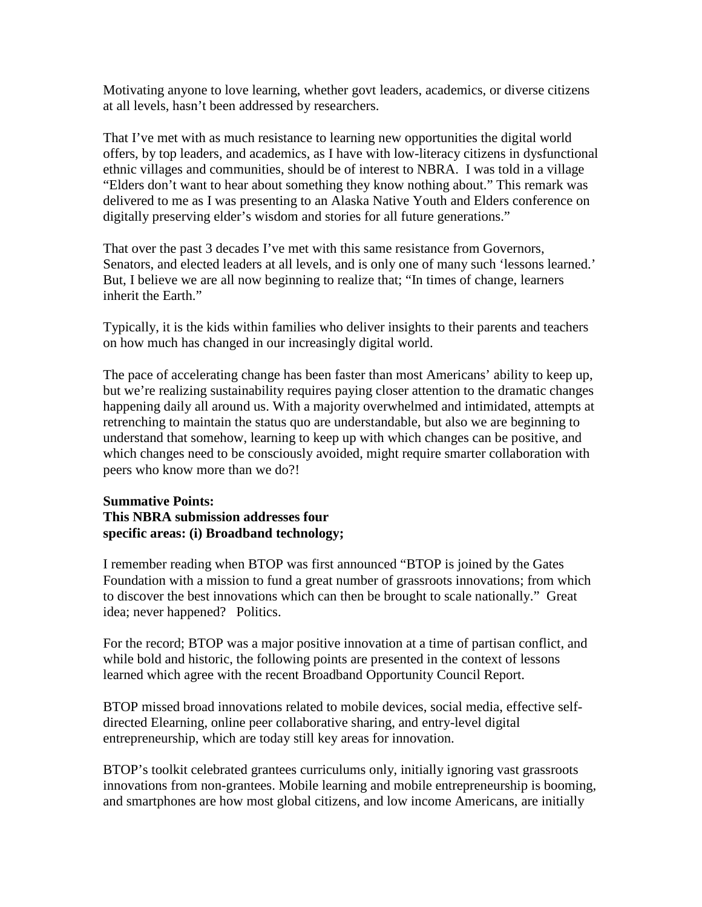Motivating anyone to love learning, whether govt leaders, academics, or diverse citizens at all levels, hasn't been addressed by researchers.

That I've met with as much resistance to learning new opportunities the digital world offers, by top leaders, and academics, as I have with low-literacy citizens in dysfunctional ethnic villages and communities, should be of interest to NBRA. I was told in a village "Elders don't want to hear about something they know nothing about." This remark was delivered to me as I was presenting to an Alaska Native Youth and Elders conference on digitally preserving elder's wisdom and stories for all future generations."

That over the past 3 decades I've met with this same resistance from Governors, Senators, and elected leaders at all levels, and is only one of many such 'lessons learned.' But, I believe we are all now beginning to realize that; "In times of change, learners inherit the Earth."

Typically, it is the kids within families who deliver insights to their parents and teachers on how much has changed in our increasingly digital world.

The pace of accelerating change has been faster than most Americans' ability to keep up, but we're realizing sustainability requires paying closer attention to the dramatic changes happening daily all around us. With a majority overwhelmed and intimidated, attempts at retrenching to maintain the status quo are understandable, but also we are beginning to understand that somehow, learning to keep up with which changes can be positive, and which changes need to be consciously avoided, might require smarter collaboration with peers who know more than we do?!

**Summative Points:**
**This NBRA submission addresses four specific areas: (i) Broadband technology;**

I remember reading when BTOP was first announced "BTOP is joined by the Gates Foundation with a mission to fund a great number of grassroots innovations; from which to discover the best innovations which can then be brought to scale nationally." Great idea; never happened? Politics.

For the record; BTOP was a major positive innovation at a time of partisan conflict, and while bold and historic, the following points are presented in the context of lessons learned which agree with the recent Broadband Opportunity Council Report.

BTOP missed broad innovations related to mobile devices, social media, effective self-directed Elearning, online peer collaborative sharing, and entry-level digital entrepreneurship, which are today still key areas for innovation.

BTOP's toolkit celebrated grantees curriculums only, initially ignoring vast grassroots innovations from non-grantees. Mobile learning and mobile entrepreneurship is booming, and smartphones are how most global citizens, and low income Americans, are initially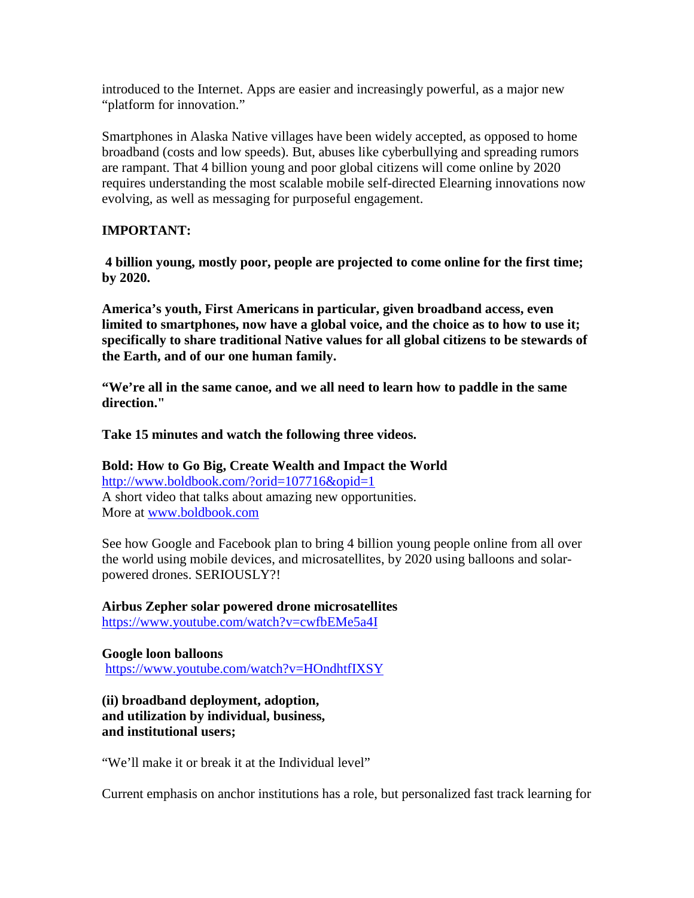introduced to the Internet. Apps are easier and increasingly powerful, as a major new “platform for innovation.”

Smartphones in Alaska Native villages have been widely accepted, as opposed to home broadband (costs and low speeds). But, abuses like cyberbullying and spreading rumors are rampant. That 4 billion young and poor global citizens will come online by 2020 requires understanding the most scalable mobile self-directed Elearning innovations now evolving, as well as messaging for purposeful engagement.

**IMPORTANT:**

**4 billion young, mostly poor, people are projected to come online for the first time; by 2020.**

**America’s youth, First Americans in particular, given broadband access, even limited to smartphones, now have a global voice, and the choice as to how to use it; specifically to share traditional Native values for all global citizens to be stewards of the Earth, and of our one human family.**

**“We’re all in the same canoe, and we all need to learn how to paddle in the same direction."**

**Take 15 minutes and watch the following three videos.**

**Bold: How to Go Big, Create Wealth and Impact the World**
http://www.boldbook.com/?orid=107716&opid=1
A short video that talks about amazing new opportunities.
More at www.boldbook.com

See how Google and Facebook plan to bring 4 billion young people online from all over the world using mobile devices, and microsatellites, by 2020 using balloons and solar-powered drones. SERIOUSLY?!

**Airbus Zepher solar powered drone microsatellites**
https://www.youtube.com/watch?v=cwfbEMe5a4I

**Google loon balloons**
https://www.youtube.com/watch?v=HOndhtfIXSY

**(ii) broadband deployment, adoption, and utilization by individual, business, and institutional users;**

“We’ll make it or break it at the Individual level”

Current emphasis on anchor institutions has a role, but personalized fast track learning for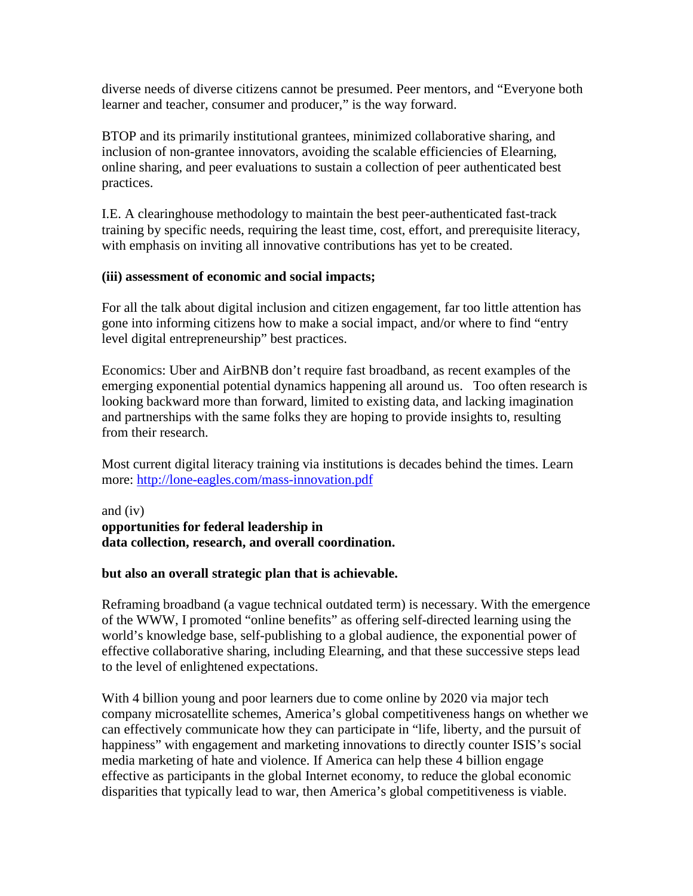diverse needs of diverse citizens cannot be presumed. Peer mentors, and "Everyone both learner and teacher, consumer and producer," is the way forward.

BTOP and its primarily institutional grantees, minimized collaborative sharing, and inclusion of non-grantee innovators, avoiding the scalable efficiencies of Elearning, online sharing, and peer evaluations to sustain a collection of peer authenticated best practices.

I.E. A clearinghouse methodology to maintain the best peer-authenticated fast-track training by specific needs, requiring the least time, cost, effort, and prerequisite literacy, with emphasis on inviting all innovative contributions has yet to be created.

**(iii) assessment of economic and social impacts;**

For all the talk about digital inclusion and citizen engagement, far too little attention has gone into informing citizens how to make a social impact, and/or where to find "entry level digital entrepreneurship" best practices.

Economics: Uber and AirBNB don't require fast broadband, as recent examples of the emerging exponential potential dynamics happening all around us. Too often research is looking backward more than forward, limited to existing data, and lacking imagination and partnerships with the same folks they are hoping to provide insights to, resulting from their research.

Most current digital literacy training via institutions is decades behind the times. Learn more: [http://lone-eagles.com/mass-innovation.pdf](http://lone-eagles.com/mass-innovation.pdf)

and (iv)
**opportunities for federal leadership in data collection, research, and overall coordination.**

**but also an overall strategic plan that is achievable.**

Reframing broadband (a vague technical outdated term) is necessary. With the emergence of the WWW, I promoted "online benefits" as offering self-directed learning using the world's knowledge base, self-publishing to a global audience, the exponential power of effective collaborative sharing, including Elearning, and that these successive steps lead to the level of enlightened expectations.

With 4 billion young and poor learners due to come online by 2020 via major tech company microsatellite schemes, America's global competitiveness hangs on whether we can effectively communicate how they can participate in "life, liberty, and the pursuit of happiness" with engagement and marketing innovations to directly counter ISIS's social media marketing of hate and violence. If America can help these 4 billion engage effective as participants in the global Internet economy, to reduce the global economic disparities that typically lead to war, then America's global competitiveness is viable.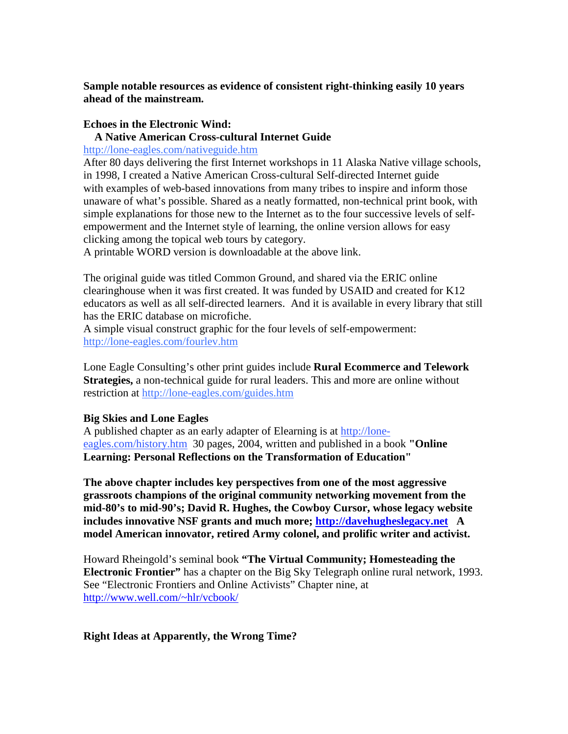**Sample notable resources as evidence of consistent right-thinking easily 10 years ahead of the mainstream.**

**Echoes in the Electronic Wind:**
**A Native American Cross-cultural Internet Guide**
http://lone-eagles.com/nativeguide.htm
After 80 days delivering the first Internet workshops in 11 Alaska Native village schools, in 1998, I created a Native American Cross-cultural Self-directed Internet guide with examples of web-based innovations from many tribes to inspire and inform those unaware of what's possible. Shared as a neatly formatted, non-technical print book, with simple explanations for those new to the Internet as to the four successive levels of self-empowerment and the Internet style of learning, the online version allows for easy clicking among the topical web tours by category.
A printable WORD version is downloadable at the above link.

The original guide was titled Common Ground, and shared via the ERIC online clearinghouse when it was first created. It was funded by USAID and created for K12 educators as well as all self-directed learners. And it is available in every library that still has the ERIC database on microfiche.
A simple visual construct graphic for the four levels of self-empowerment: http://lone-eagles.com/fourlev.htm

Lone Eagle Consulting's other print guides include **Rural Ecommerce and Telework Strategies,** a non-technical guide for rural leaders. This and more are online without restriction at http://lone-eagles.com/guides.htm

**Big Skies and Lone Eagles**
A published chapter as an early adapter of Elearning is at http://lone-eagles.com/history.htm 30 pages, 2004, written and published in a book **"Online Learning: Personal Reflections on the Transformation of Education"**

**The above chapter includes key perspectives from one of the most aggressive grassroots champions of the original community networking movement from the mid-80's to mid-90's; David R. Hughes, the Cowboy Cursor, whose legacy website includes innovative NSF grants and much more; http://davehugheslegacy.net A model American innovator, retired Army colonel, and prolific writer and activist.**

Howard Rheingold's seminal book **"The Virtual Community; Homesteading the Electronic Frontier"** has a chapter on the Big Sky Telegraph online rural network, 1993. See "Electronic Frontiers and Online Activists" Chapter nine, at http://www.well.com/~hlr/vcbook/

**Right Ideas at Apparently, the Wrong Time?**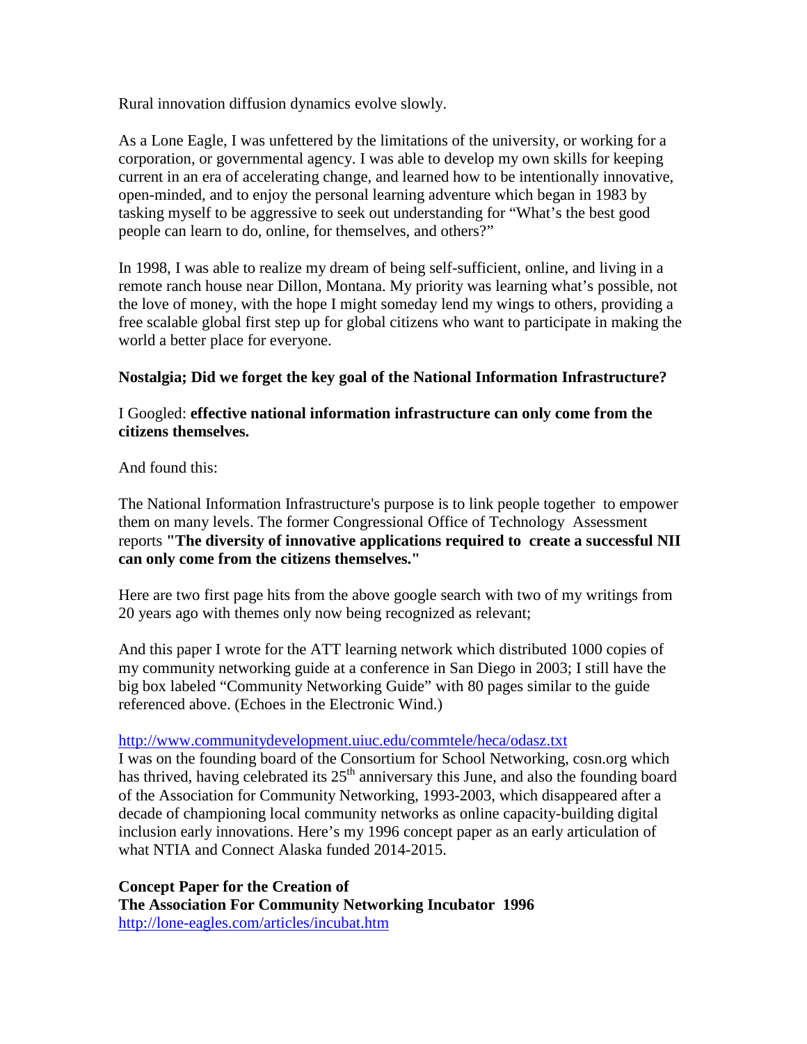Rural innovation diffusion dynamics evolve slowly.

As a Lone Eagle, I was unfettered by the limitations of the university, or working for a corporation, or governmental agency. I was able to develop my own skills for keeping current in an era of accelerating change, and learned how to be intentionally innovative, open-minded, and to enjoy the personal learning adventure which began in 1983 by tasking myself to be aggressive to seek out understanding for "What's the best good people can learn to do, online, for themselves, and others?"

In 1998, I was able to realize my dream of being self-sufficient, online, and living in a remote ranch house near Dillon, Montana. My priority was learning what's possible, not the love of money, with the hope I might someday lend my wings to others, providing a free scalable global first step up for global citizens who want to participate in making the world a better place for everyone.

**Nostalgia; Did we forget the key goal of the National Information Infrastructure?**

I Googled: **effective national information infrastructure can only come from the citizens themselves.**

And found this:

The National Information Infrastructure's purpose is to link people together to empower them on many levels. The former Congressional Office of Technology Assessment reports **"The diversity of innovative applications required to create a successful NII can only come from the citizens themselves."**

Here are two first page hits from the above google search with two of my writings from 20 years ago with themes only now being recognized as relevant;

And this paper I wrote for the ATT learning network which distributed 1000 copies of my community networking guide at a conference in San Diego in 2003; I still have the big box labeled "Community Networking Guide" with 80 pages similar to the guide referenced above. (Echoes in the Electronic Wind.)

http://www.communitydevelopment.uiuc.edu/commtele/heca/odasz.txt
I was on the founding board of the Consortium for School Networking, cosn.org which has thrived, having celebrated its 25th anniversary this June, and also the founding board of the Association for Community Networking, 1993-2003, which disappeared after a decade of championing local community networks as online capacity-building digital inclusion early innovations. Here's my 1996 concept paper as an early articulation of what NTIA and Connect Alaska funded 2014-2015.

**Concept Paper for the Creation of**
**The Association For Community Networking Incubator 1996**
http://lone-eagles.com/articles/incubat.htm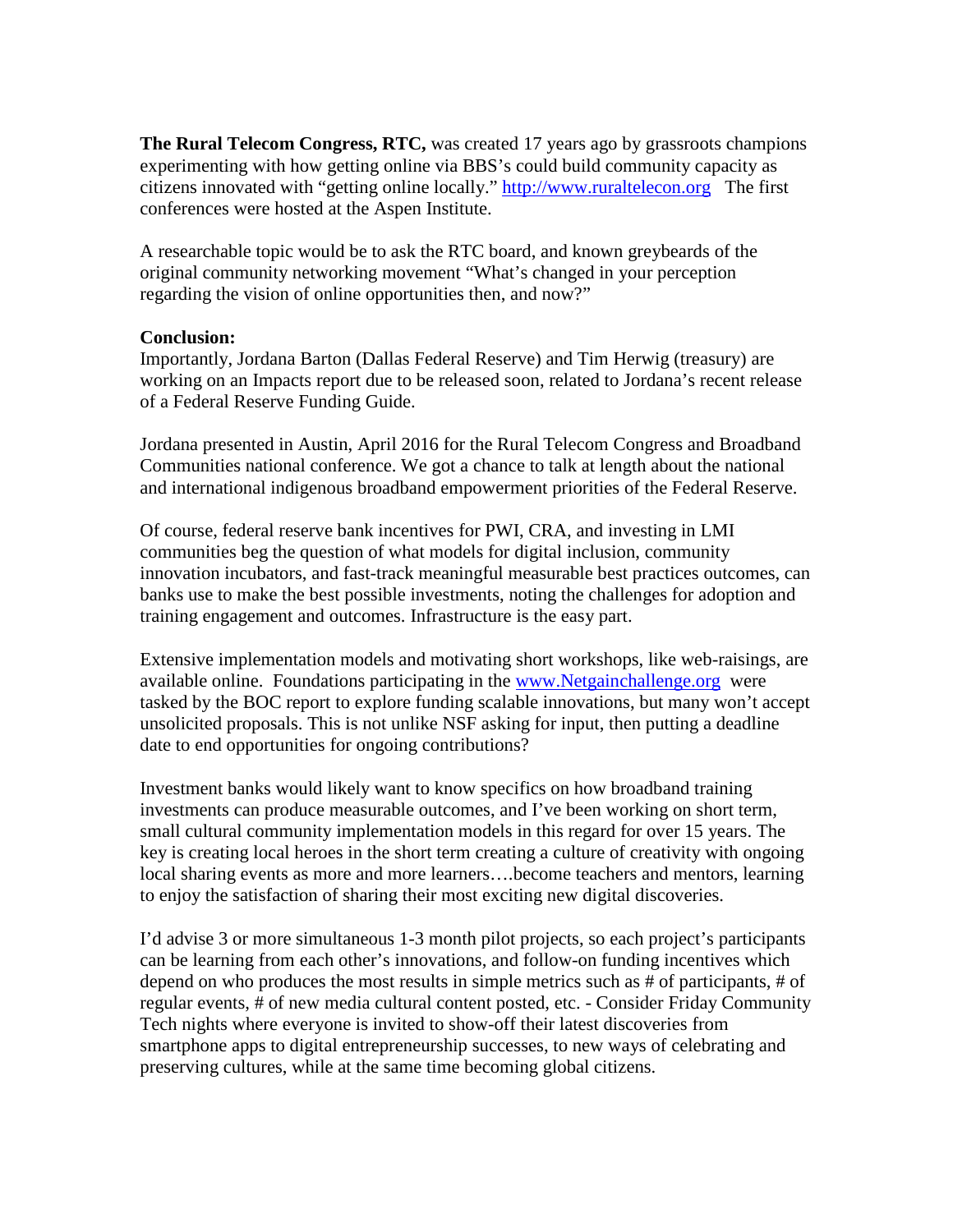**The Rural Telecom Congress, RTC,** was created 17 years ago by grassroots champions experimenting with how getting online via BBS's could build community capacity as citizens innovated with "getting online locally." http://www.ruraltelecon.org The first conferences were hosted at the Aspen Institute.

A researchable topic would be to ask the RTC board, and known greybeards of the original community networking movement "What's changed in your perception regarding the vision of online opportunities then, and now?"

**Conclusion:**
Importantly, Jordana Barton (Dallas Federal Reserve) and Tim Herwig (treasury) are working on an Impacts report due to be released soon, related to Jordana's recent release of a Federal Reserve Funding Guide.

Jordana presented in Austin, April 2016 for the Rural Telecom Congress and Broadband Communities national conference. We got a chance to talk at length about the national and international indigenous broadband empowerment priorities of the Federal Reserve.

Of course, federal reserve bank incentives for PWI, CRA, and investing in LMI communities beg the question of what models for digital inclusion, community innovation incubators, and fast-track meaningful measurable best practices outcomes, can banks use to make the best possible investments, noting the challenges for adoption and training engagement and outcomes. Infrastructure is the easy part.

Extensive implementation models and motivating short workshops, like web-raisings, are available online. Foundations participating in the www.Netgainchallenge.org were tasked by the BOC report to explore funding scalable innovations, but many won't accept unsolicited proposals. This is not unlike NSF asking for input, then putting a deadline date to end opportunities for ongoing contributions?

Investment banks would likely want to know specifics on how broadband training investments can produce measurable outcomes, and I've been working on short term, small cultural community implementation models in this regard for over 15 years. The key is creating local heroes in the short term creating a culture of creativity with ongoing local sharing events as more and more learners….become teachers and mentors, learning to enjoy the satisfaction of sharing their most exciting new digital discoveries.

I'd advise 3 or more simultaneous 1-3 month pilot projects, so each project's participants can be learning from each other's innovations, and follow-on funding incentives which depend on who produces the most results in simple metrics such as # of participants, # of regular events, # of new media cultural content posted, etc. - Consider Friday Community Tech nights where everyone is invited to show-off their latest discoveries from smartphone apps to digital entrepreneurship successes, to new ways of celebrating and preserving cultures, while at the same time becoming global citizens.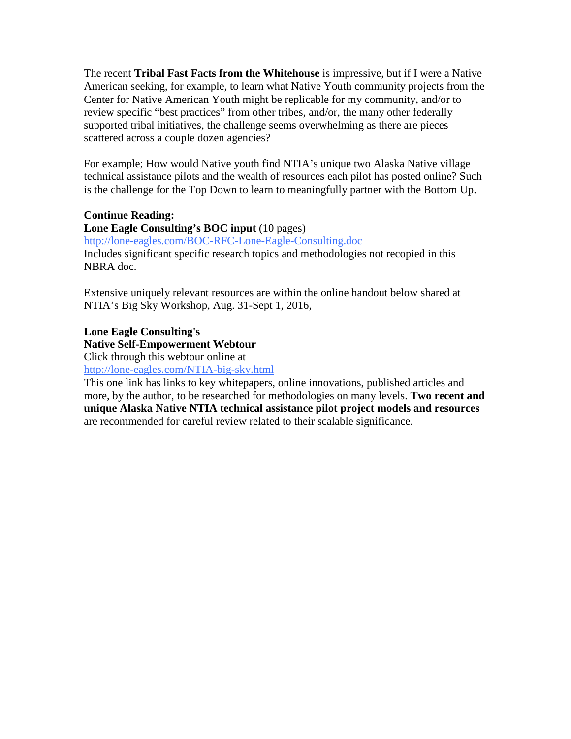The recent **Tribal Fast Facts from the Whitehouse** is impressive, but if I were a Native American seeking, for example, to learn what Native Youth community projects from the Center for Native American Youth might be replicable for my community, and/or to review specific "best practices" from other tribes, and/or, the many other federally supported tribal initiatives, the challenge seems overwhelming as there are pieces scattered across a couple dozen agencies?

For example; How would Native youth find NTIA's unique two Alaska Native village technical assistance pilots and the wealth of resources each pilot has posted online? Such is the challenge for the Top Down to learn to meaningfully partner with the Bottom Up.

**Continue Reading:**
**Lone Eagle Consulting's BOC input** (10 pages)
http://lone-eagles.com/BOC-RFC-Lone-Eagle-Consulting.doc
Includes significant specific research topics and methodologies not recopied in this NBRA doc.

Extensive uniquely relevant resources are within the online handout below shared at NTIA's Big Sky Workshop, Aug. 31-Sept 1, 2016,

**Lone Eagle Consulting's**
**Native Self-Empowerment Webtour**
Click through this webtour online at
http://lone-eagles.com/NTIA-big-sky.html
This one link has links to key whitepapers, online innovations, published articles and more, by the author, to be researched for methodologies on many levels. **Two recent and unique Alaska Native NTIA technical assistance pilot project models and resources** are recommended for careful review related to their scalable significance.